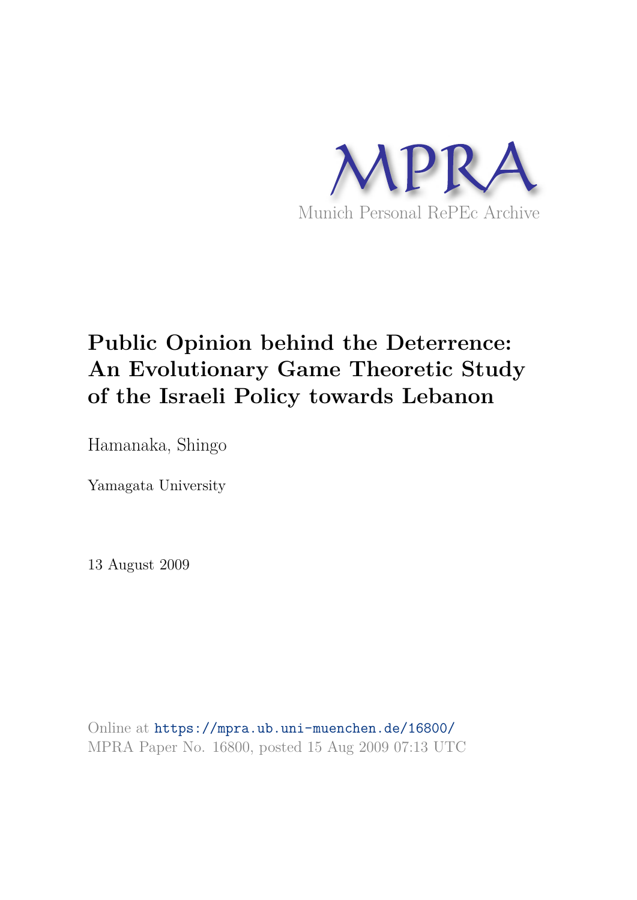MPRA

Munich Personal RePEc Archive

# Public Opinion behind the Deterrence: An Evolutionary Game Theoretic Study of the Israeli Policy towards Lebanon

Hamanaka, Shingo

Yamagata University

13 August 2009

Online at https://mpra.ub.uni-muenchen.de/16800/
MPRA Paper No. 16800, posted 15 Aug 2009 07:13 UTC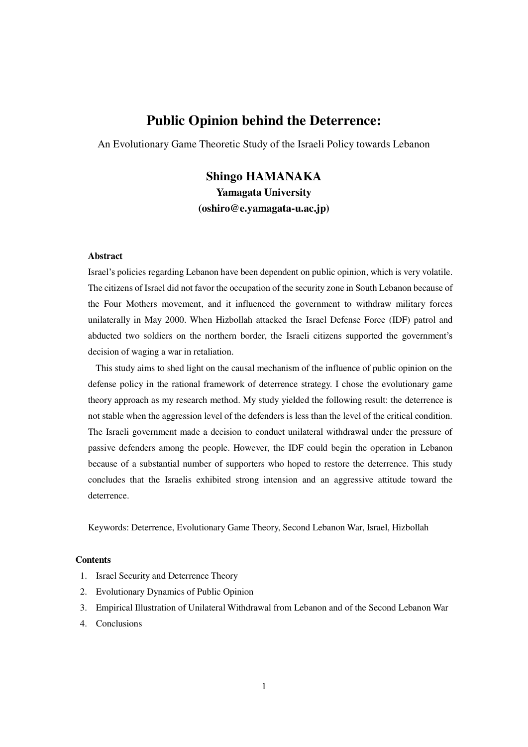# Public Opinion behind the Deterrence:

An Evolutionary Game Theoretic Study of the Israeli Policy towards Lebanon

**Shingo HAMANAKA**
**Yamagata University**
**(oshiro@e.yamagata-u.ac.jp)**

**Abstract**

Israel's policies regarding Lebanon have been dependent on public opinion, which is very volatile. The citizens of Israel did not favor the occupation of the security zone in South Lebanon because of the Four Mothers movement, and it influenced the government to withdraw military forces unilaterally in May 2000. When Hizbollah attacked the Israel Defense Force (IDF) patrol and abducted two soldiers on the northern border, the Israeli citizens supported the government's decision of waging a war in retaliation.

This study aims to shed light on the causal mechanism of the influence of public opinion on the defense policy in the rational framework of deterrence strategy. I chose the evolutionary game theory approach as my research method. My study yielded the following result: the deterrence is not stable when the aggression level of the defenders is less than the level of the critical condition. The Israeli government made a decision to conduct unilateral withdrawal under the pressure of passive defenders among the people. However, the IDF could begin the operation in Lebanon because of a substantial number of supporters who hoped to restore the deterrence. This study concludes that the Israelis exhibited strong intension and an aggressive attitude toward the deterrence.

Keywords: Deterrence, Evolutionary Game Theory, Second Lebanon War, Israel, Hizbollah

**Contents**

1. Israel Security and Deterrence Theory
2. Evolutionary Dynamics of Public Opinion
3. Empirical Illustration of Unilateral Withdrawal from Lebanon and of the Second Lebanon War
4. Conclusions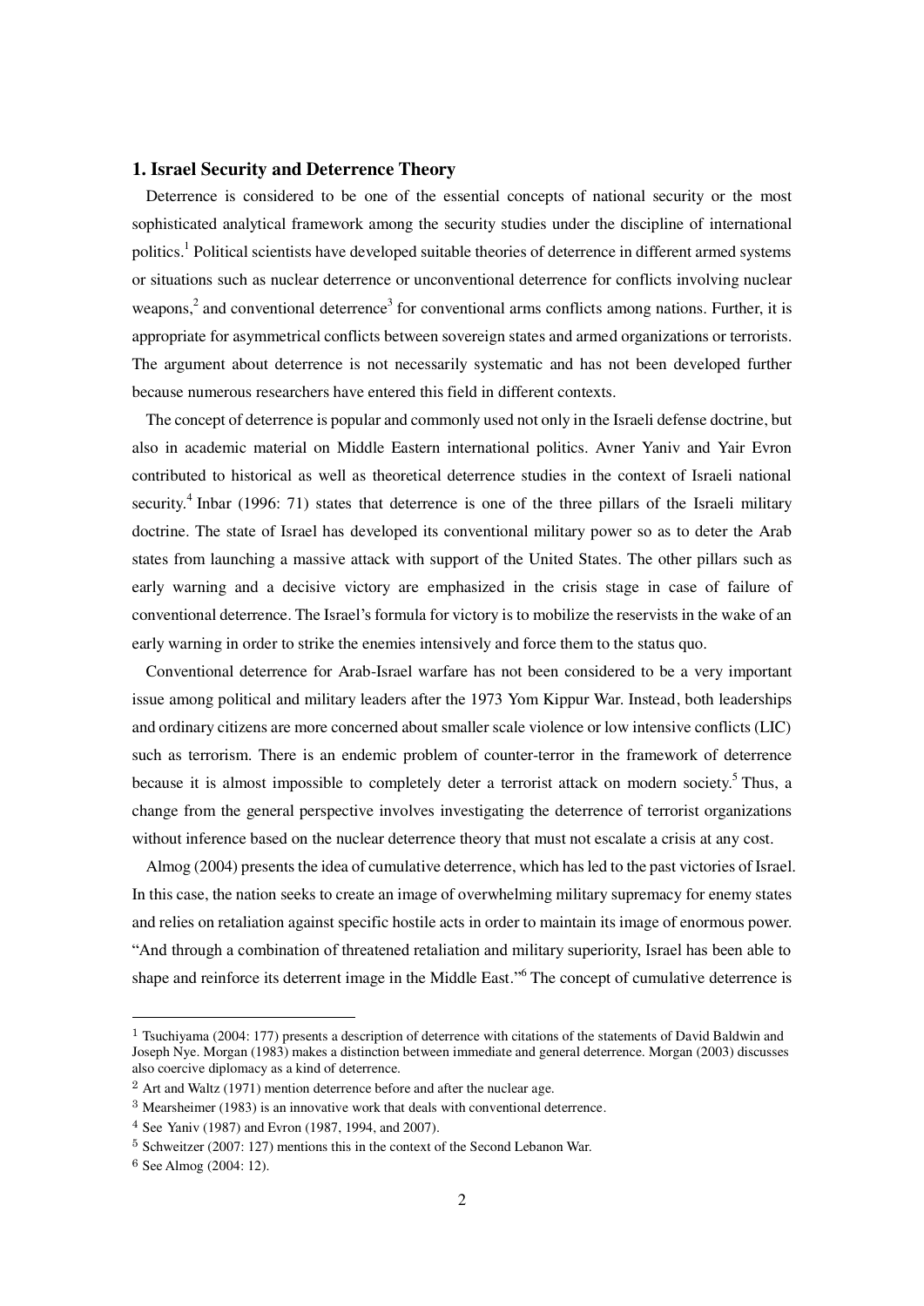## 1. Israel Security and Deterrence Theory

Deterrence is considered to be one of the essential concepts of national security or the most sophisticated analytical framework among the security studies under the discipline of international politics.[1] Political scientists have developed suitable theories of deterrence in different armed systems or situations such as nuclear deterrence or unconventional deterrence for conflicts involving nuclear weapons,[2] and conventional deterrence[3] for conventional arms conflicts among nations. Further, it is appropriate for asymmetrical conflicts between sovereign states and armed organizations or terrorists. The argument about deterrence is not necessarily systematic and has not been developed further because numerous researchers have entered this field in different contexts.

The concept of deterrence is popular and commonly used not only in the Israeli defense doctrine, but also in academic material on Middle Eastern international politics. Avner Yaniv and Yair Evron contributed to historical as well as theoretical deterrence studies in the context of Israeli national security.[4] Inbar (1996: 71) states that deterrence is one of the three pillars of the Israeli military doctrine. The state of Israel has developed its conventional military power so as to deter the Arab states from launching a massive attack with support of the United States. The other pillars such as early warning and a decisive victory are emphasized in the crisis stage in case of failure of conventional deterrence. The Israel's formula for victory is to mobilize the reservists in the wake of an early warning in order to strike the enemies intensively and force them to the status quo.

Conventional deterrence for Arab-Israel warfare has not been considered to be a very important issue among political and military leaders after the 1973 Yom Kippur War. Instead, both leaderships and ordinary citizens are more concerned about smaller scale violence or low intensive conflicts (LIC) such as terrorism. There is an endemic problem of counter-terror in the framework of deterrence because it is almost impossible to completely deter a terrorist attack on modern society.[5] Thus, a change from the general perspective involves investigating the deterrence of terrorist organizations without inference based on the nuclear deterrence theory that must not escalate a crisis at any cost.

Almog (2004) presents the idea of cumulative deterrence, which has led to the past victories of Israel. In this case, the nation seeks to create an image of overwhelming military supremacy for enemy states and relies on retaliation against specific hostile acts in order to maintain its image of enormous power. "And through a combination of threatened retaliation and military superiority, Israel has been able to shape and reinforce its deterrent image in the Middle East."[6] The concept of cumulative deterrence is

---

[1] Tsuchiyama (2004: 177) presents a description of deterrence with citations of the statements of David Baldwin and Joseph Nye. Morgan (1983) makes a distinction between immediate and general deterrence. Morgan (2003) discusses also coercive diplomacy as a kind of deterrence.

[2] Art and Waltz (1971) mention deterrence before and after the nuclear age.

[3] Mearsheimer (1983) is an innovative work that deals with conventional deterrence.

[4] See Yaniv (1987) and Evron (1987, 1994, and 2007).

[5] Schweitzer (2007: 127) mentions this in the context of the Second Lebanon War.

[6] See Almog (2004: 12).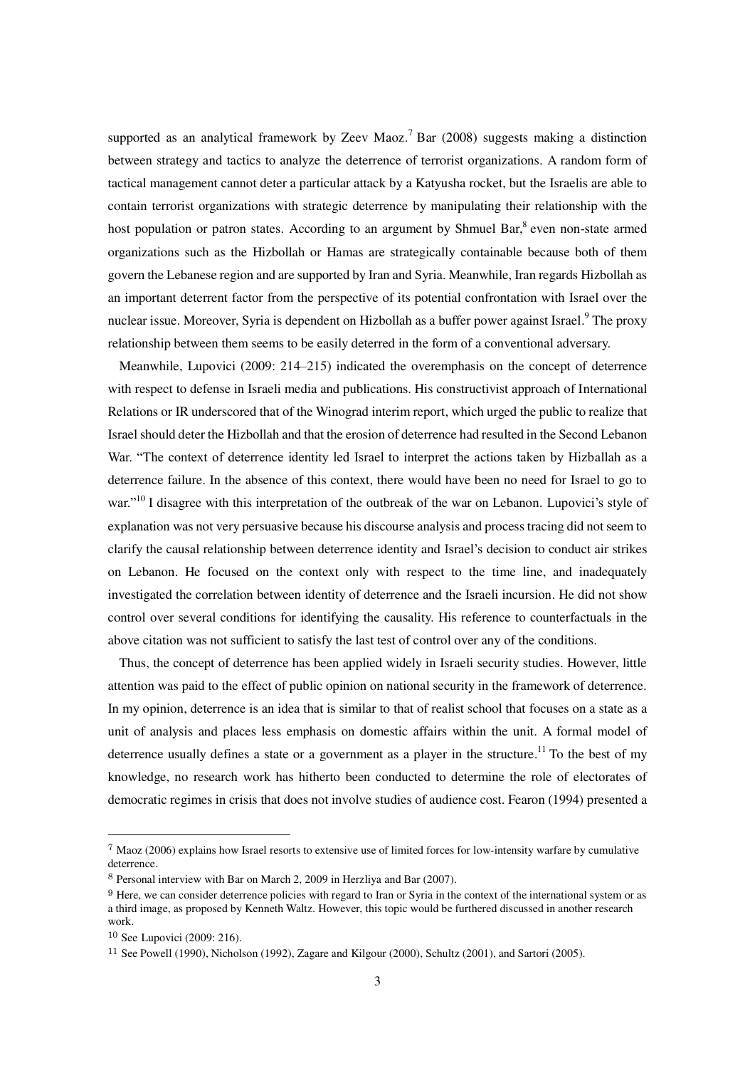supported as an analytical framework by Zeev Maoz.[7] Bar (2008) suggests making a distinction between strategy and tactics to analyze the deterrence of terrorist organizations. A random form of tactical management cannot deter a particular attack by a Katyusha rocket, but the Israelis are able to contain terrorist organizations with strategic deterrence by manipulating their relationship with the host population or patron states. According to an argument by Shmuel Bar,[8] even non-state armed organizations such as the Hizbollah or Hamas are strategically containable because both of them govern the Lebanese region and are supported by Iran and Syria. Meanwhile, Iran regards Hizbollah as an important deterrent factor from the perspective of its potential confrontation with Israel over the nuclear issue. Moreover, Syria is dependent on Hizbollah as a buffer power against Israel.[9] The proxy relationship between them seems to be easily deterred in the form of a conventional adversary.

Meanwhile, Lupovici (2009: 214–215) indicated the overemphasis on the concept of deterrence with respect to defense in Israeli media and publications. His constructivist approach of International Relations or IR underscored that of the Winograd interim report, which urged the public to realize that Israel should deter the Hizbollah and that the erosion of deterrence had resulted in the Second Lebanon War. "The context of deterrence identity led Israel to interpret the actions taken by Hizballah as a deterrence failure. In the absence of this context, there would have been no need for Israel to go to war."[10] I disagree with this interpretation of the outbreak of the war on Lebanon. Lupovici's style of explanation was not very persuasive because his discourse analysis and process tracing did not seem to clarify the causal relationship between deterrence identity and Israel's decision to conduct air strikes on Lebanon. He focused on the context only with respect to the time line, and inadequately investigated the correlation between identity of deterrence and the Israeli incursion. He did not show control over several conditions for identifying the causality. His reference to counterfactuals in the above citation was not sufficient to satisfy the last test of control over any of the conditions.

Thus, the concept of deterrence has been applied widely in Israeli security studies. However, little attention was paid to the effect of public opinion on national security in the framework of deterrence. In my opinion, deterrence is an idea that is similar to that of realist school that focuses on a state as a unit of analysis and places less emphasis on domestic affairs within the unit. A formal model of deterrence usually defines a state or a government as a player in the structure.[11] To the best of my knowledge, no research work has hitherto been conducted to determine the role of electorates of democratic regimes in crisis that does not involve studies of audience cost. Fearon (1994) presented a

---

[7] Maoz (2006) explains how Israel resorts to extensive use of limited forces for low-intensity warfare by cumulative deterrence.

[8] Personal interview with Bar on March 2, 2009 in Herzliya and Bar (2007).

[9] Here, we can consider deterrence policies with regard to Iran or Syria in the context of the international system or as a third image, as proposed by Kenneth Waltz. However, this topic would be furthered discussed in another research work.

[10] See Lupovici (2009: 216).

[11] See Powell (1990), Nicholson (1992), Zagare and Kilgour (2000), Schultz (2001), and Sartori (2005).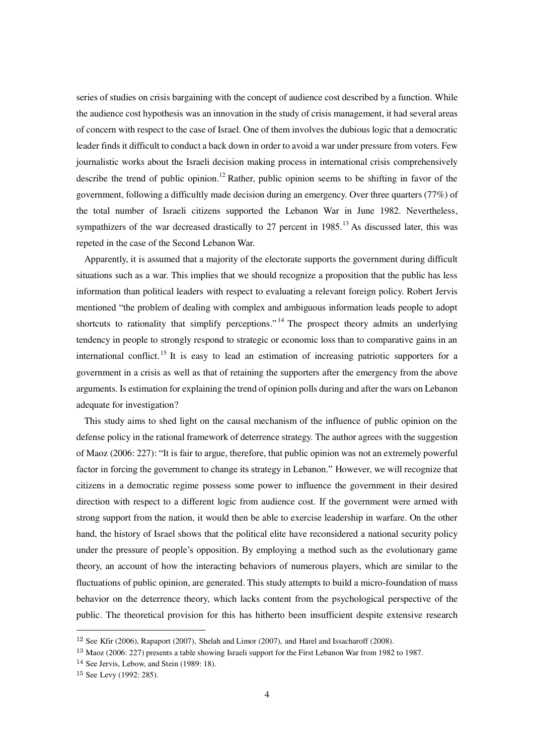series of studies on crisis bargaining with the concept of audience cost described by a function. While the audience cost hypothesis was an innovation in the study of crisis management, it had several areas of concern with respect to the case of Israel. One of them involves the dubious logic that a democratic leader finds it difficult to conduct a back down in order to avoid a war under pressure from voters. Few journalistic works about the Israeli decision making process in international crisis comprehensively describe the trend of public opinion.[12] Rather, public opinion seems to be shifting in favor of the government, following a difficultly made decision during an emergency. Over three quarters (77%) of the total number of Israeli citizens supported the Lebanon War in June 1982. Nevertheless, sympathizers of the war decreased drastically to 27 percent in 1985.[13] As discussed later, this was repeted in the case of the Second Lebanon War.

Apparently, it is assumed that a majority of the electorate supports the government during difficult situations such as a war. This implies that we should recognize a proposition that the public has less information than political leaders with respect to evaluating a relevant foreign policy. Robert Jervis mentioned "the problem of dealing with complex and ambiguous information leads people to adopt shortcuts to rationality that simplify perceptions."[14] The prospect theory admits an underlying tendency in people to strongly respond to strategic or economic loss than to comparative gains in an international conflict.[15] It is easy to lead an estimation of increasing patriotic supporters for a government in a crisis as well as that of retaining the supporters after the emergency from the above arguments. Is estimation for explaining the trend of opinion polls during and after the wars on Lebanon adequate for investigation?

This study aims to shed light on the causal mechanism of the influence of public opinion on the defense policy in the rational framework of deterrence strategy. The author agrees with the suggestion of Maoz (2006: 227): "It is fair to argue, therefore, that public opinion was not an extremely powerful factor in forcing the government to change its strategy in Lebanon." However, we will recognize that citizens in a democratic regime possess some power to influence the government in their desired direction with respect to a different logic from audience cost. If the government were armed with strong support from the nation, it would then be able to exercise leadership in warfare. On the other hand, the history of Israel shows that the political elite have reconsidered a national security policy under the pressure of people's opposition. By employing a method such as the evolutionary game theory, an account of how the interacting behaviors of numerous players, which are similar to the fluctuations of public opinion, are generated. This study attempts to build a micro-foundation of mass behavior on the deterrence theory, which lacks content from the psychological perspective of the public. The theoretical provision for this has hitherto been insufficient despite extensive research

---

[12] See Kfir (2006), Rapaport (2007), Shelah and Limor (2007), and Harel and Issacharoff (2008).

[13] Maoz (2006: 227) presents a table showing Israeli support for the First Lebanon War from 1982 to 1987.

[14] See Jervis, Lebow, and Stein (1989: 18).

[15] See Levy (1992: 285).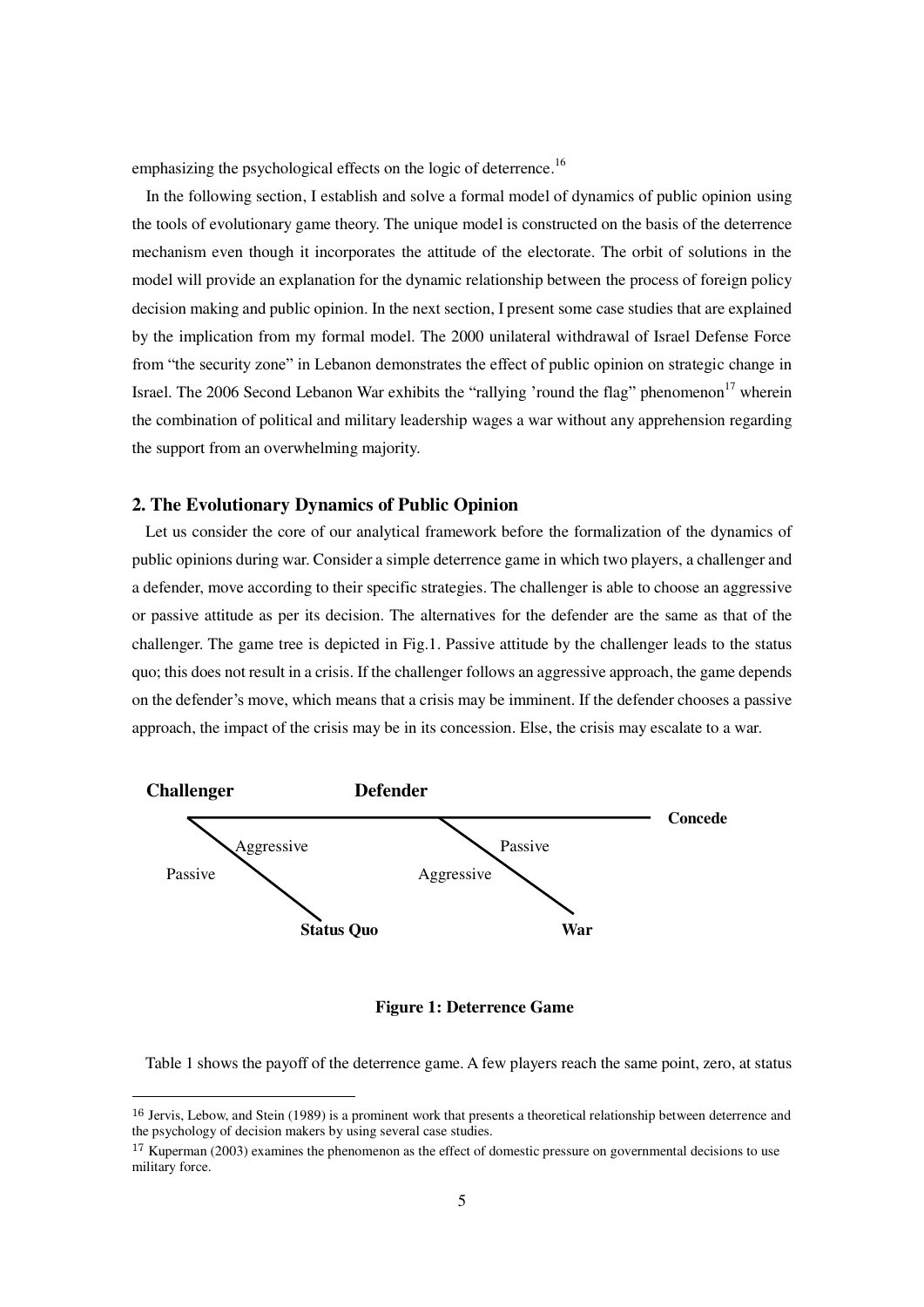emphasizing the psychological effects on the logic of deterrence.[16]

In the following section, I establish and solve a formal model of dynamics of public opinion using the tools of evolutionary game theory. The unique model is constructed on the basis of the deterrence mechanism even though it incorporates the attitude of the electorate. The orbit of solutions in the model will provide an explanation for the dynamic relationship between the process of foreign policy decision making and public opinion. In the next section, I present some case studies that are explained by the implication from my formal model. The 2000 unilateral withdrawal of Israel Defense Force from "the security zone" in Lebanon demonstrates the effect of public opinion on strategic change in Israel. The 2006 Second Lebanon War exhibits the "rallying 'round the flag" phenomenon[17] wherein the combination of political and military leadership wages a war without any apprehension regarding the support from an overwhelming majority.

## 2. The Evolutionary Dynamics of Public Opinion

Let us consider the core of our analytical framework before the formalization of the dynamics of public opinions during war. Consider a simple deterrence game in which two players, a challenger and a defender, move according to their specific strategies. The challenger is able to choose an aggressive or passive attitude as per its decision. The alternatives for the defender are the same as that of the challenger. The game tree is depicted in Fig.1. Passive attitude by the challenger leads to the status quo; this does not result in a crisis. If the challenger follows an aggressive approach, the game depends on the defender's move, which means that a crisis may be imminent. If the defender chooses a passive approach, the impact of the crisis may be in its concession. Else, the crisis may escalate to a war.

**Challenger** — Aggressive → **Defender**; Passive → **Status Quo**

**Defender** — Passive → **Concede**; Aggressive → **War**

**Figure 1: Deterrence Game**

Table 1 shows the payoff of the deterrence game. A few players reach the same point, zero, at status

---

[16] Jervis, Lebow, and Stein (1989) is a prominent work that presents a theoretical relationship between deterrence and the psychology of decision makers by using several case studies.

[17] Kuperman (2003) examines the phenomenon as the effect of domestic pressure on governmental decisions to use military force.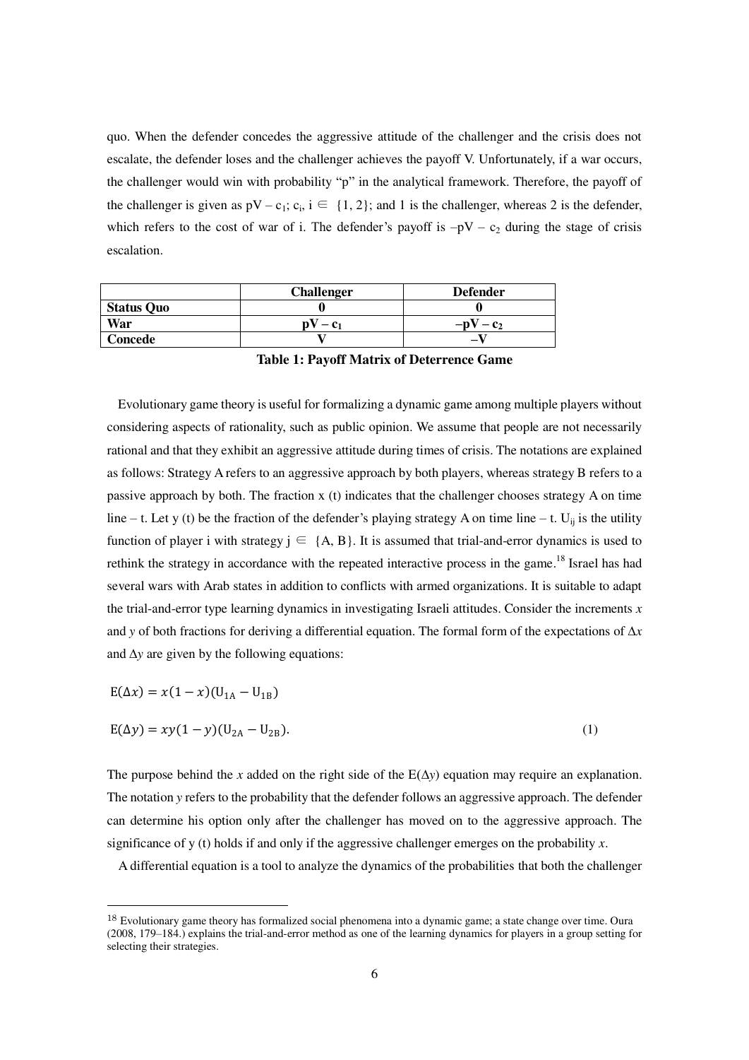quo. When the defender concedes the aggressive attitude of the challenger and the crisis does not escalate, the defender loses and the challenger achieves the payoff V. Unfortunately, if a war occurs, the challenger would win with probability "p" in the analytical framework. Therefore, the payoff of the challenger is given as $pV – c_1$; $c_i$, $i \in \{1, 2\}$; and 1 is the challenger, whereas 2 is the defender, which refers to the cost of war of i. The defender's payoff is $–pV – c_2$ during the stage of crisis escalation.

| | **Challenger** | **Defender** |
|---|---|---|
| **Status Quo** | **0** | **0** |
| **War** | $\mathbf{pV – c_1}$ | $\mathbf{–pV – c_2}$ |
| **Concede** | **V** | **–V** |

**Table 1: Payoff Matrix of Deterrence Game**

Evolutionary game theory is useful for formalizing a dynamic game among multiple players without considering aspects of rationality, such as public opinion. We assume that people are not necessarily rational and that they exhibit an aggressive attitude during times of crisis. The notations are explained as follows: Strategy A refers to an aggressive approach by both players, whereas strategy B refers to a passive approach by both. The fraction x (t) indicates that the challenger chooses strategy A on time line – t. Let y (t) be the fraction of the defender's playing strategy A on time line – t. $U_{ij}$ is the utility function of player i with strategy $j \in \{A, B\}$. It is assumed that trial-and-error dynamics is used to rethink the strategy in accordance with the repeated interactive process in the game.[18] Israel has had several wars with Arab states in addition to conflicts with armed organizations. It is suitable to adapt the trial-and-error type learning dynamics in investigating Israeli attitudes. Consider the increments *x* and *y* of both fractions for deriving a differential equation. The formal form of the expectations of $\Delta x$ and $\Delta y$ are given by the following equations:

$$E(\Delta x) = x(1 - x)(U_{1A} - U_{1B})$$

$$E(\Delta y) = xy(1 - y)(U_{2A} - U_{2B}). \tag{1}$$

The purpose behind the *x* added on the right side of the $E(\Delta y)$ equation may require an explanation. The notation *y* refers to the probability that the defender follows an aggressive approach. The defender can determine his option only after the challenger has moved on to the aggressive approach. The significance of y (t) holds if and only if the aggressive challenger emerges on the probability *x*.

A differential equation is a tool to analyze the dynamics of the probabilities that both the challenger

[18] Evolutionary game theory has formalized social phenomena into a dynamic game; a state change over time. Oura (2008, 179–184.) explains the trial-and-error method as one of the learning dynamics for players in a group setting for selecting their strategies.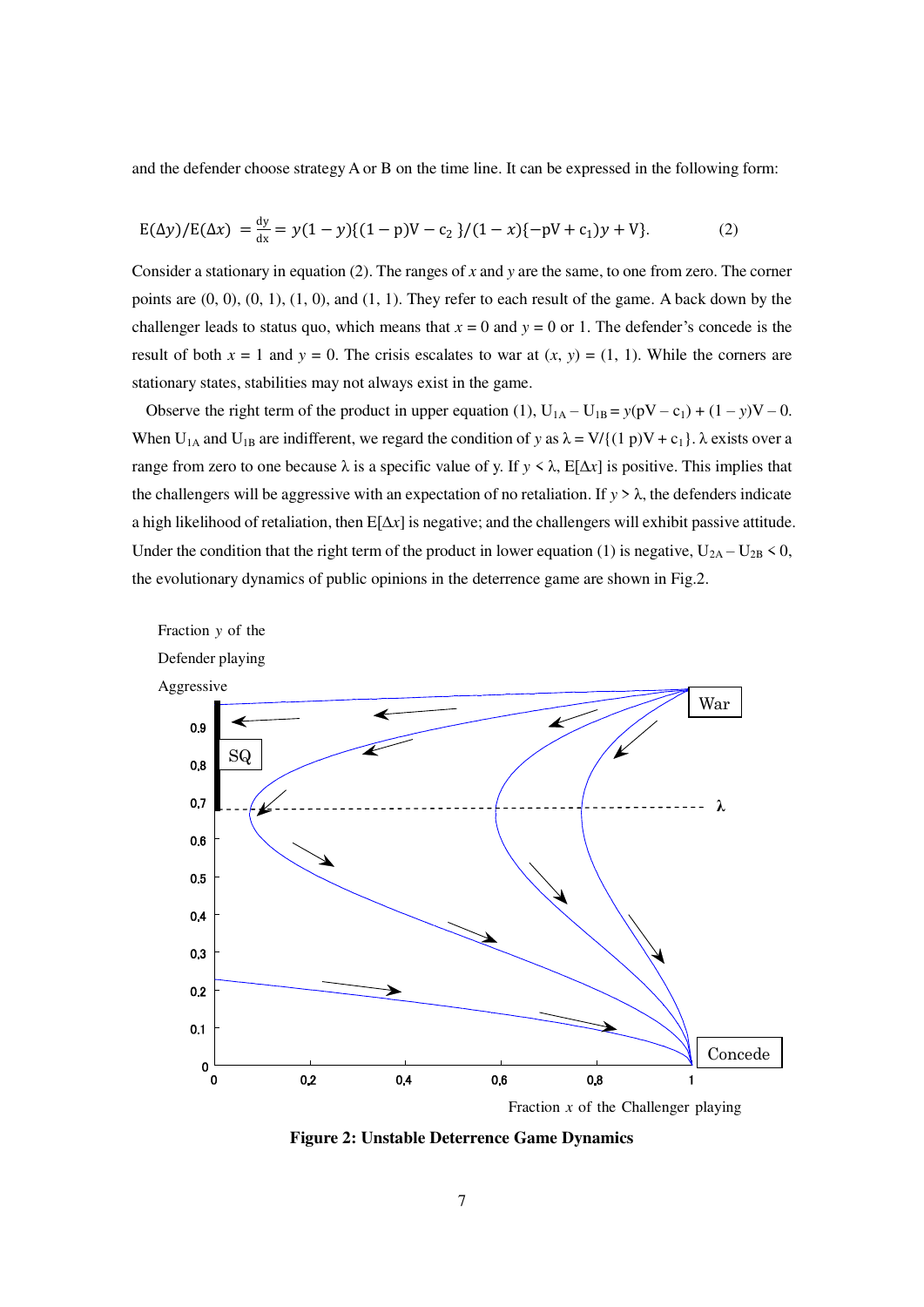and the defender choose strategy A or B on the time line. It can be expressed in the following form:

$$\mathrm{E}(\Delta y)/\mathrm{E}(\Delta x) = \frac{\mathrm{dy}}{\mathrm{dx}} = y(1-y)\{(1-\mathrm{p})\mathrm{V} - \mathrm{c}_2\}/(1-x)\{-\mathrm{pV} + \mathrm{c}_1)y + \mathrm{V}\}. \qquad (2)$$

Consider a stationary in equation (2). The ranges of $x$ and $y$ are the same, to one from zero. The corner points are (0, 0), (0, 1), (1, 0), and (1, 1). They refer to each result of the game. A back down by the challenger leads to status quo, which means that $x = 0$ and $y = 0$ or 1. The defender's concede is the result of both $x = 1$ and $y = 0$. The crisis escalates to war at $(x, y) = (1, 1)$. While the corners are stationary states, stabilities may not always exist in the game.

Observe the right term of the product in upper equation (1), $U_{1A} - U_{1B} = y(pV - c_1) + (1 - y)V - 0$. When $U_{1A}$ and $U_{1B}$ are indifferent, we regard the condition of $y$ as $\lambda = V/\{(1\ p)V + c_1\}$. $\lambda$ exists over a range from zero to one because $\lambda$ is a specific value of y. If $y < \lambda$, $E[\Delta x]$ is positive. This implies that the challengers will be aggressive with an expectation of no retaliation. If $y > \lambda$, the defenders indicate a high likelihood of retaliation, then $E[\Delta x]$ is negative; and the challengers will exhibit passive attitude. Under the condition that the right term of the product in lower equation (1) is negative, $U_{2A} - U_{2B} < 0$, the evolutionary dynamics of public opinions in the deterrence game are shown in Fig.2.

**Figure 2: Unstable Deterrence Game Dynamics**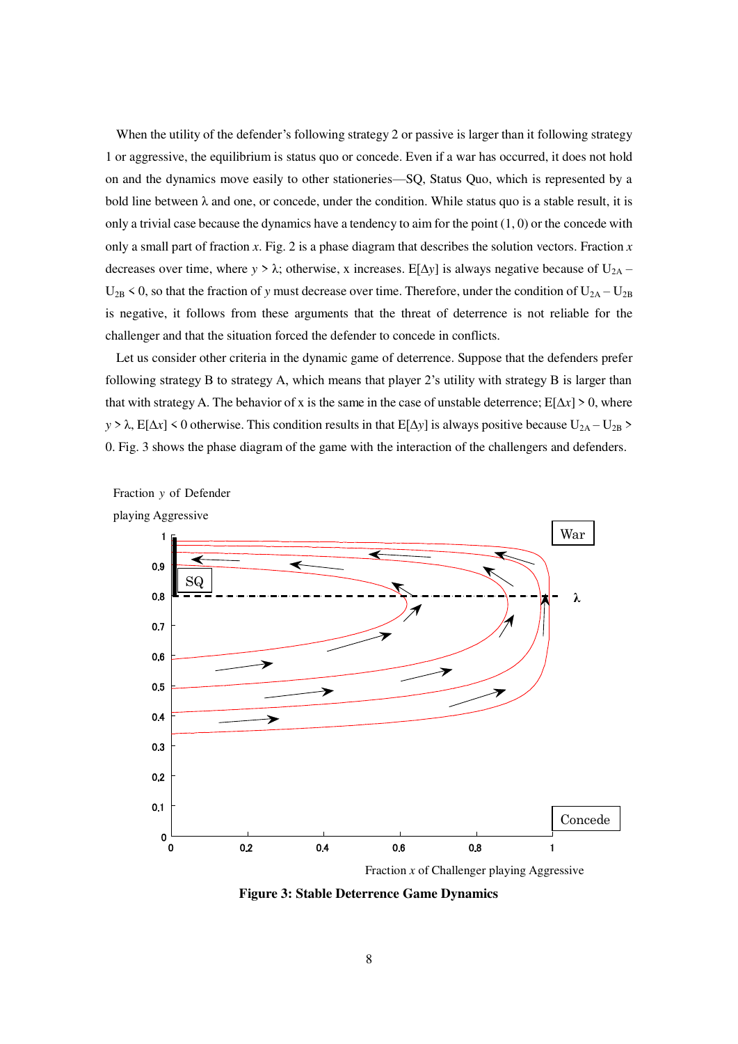When the utility of the defender's following strategy 2 or passive is larger than it following strategy 1 or aggressive, the equilibrium is status quo or concede. Even if a war has occurred, it does not hold on and the dynamics move easily to other stationeries—SQ, Status Quo, which is represented by a bold line between λ and one, or concede, under the condition. While status quo is a stable result, it is only a trivial case because the dynamics have a tendency to aim for the point (1, 0) or the concede with only a small part of fraction *x*. Fig. 2 is a phase diagram that describes the solution vectors. Fraction *x* decreases over time, where $y > \lambda$; otherwise, x increases. $E[\Delta y]$ is always negative because of $U_{2A} - U_{2B} < 0$, so that the fraction of *y* must decrease over time. Therefore, under the condition of $U_{2A} - U_{2B}$ is negative, it follows from these arguments that the threat of deterrence is not reliable for the challenger and that the situation forced the defender to concede in conflicts.

Let us consider other criteria in the dynamic game of deterrence. Suppose that the defenders prefer following strategy B to strategy A, which means that player 2's utility with strategy B is larger than that with strategy A. The behavior of x is the same in the case of unstable deterrence; $E[\Delta x] > 0$, where $y > \lambda$, $E[\Delta x] < 0$ otherwise. This condition results in that $E[\Delta y]$ is always positive because $U_{2A} - U_{2B} > 0$. Fig. 3 shows the phase diagram of the game with the interaction of the challengers and defenders.

**Figure 3: Stable Deterrence Game Dynamics**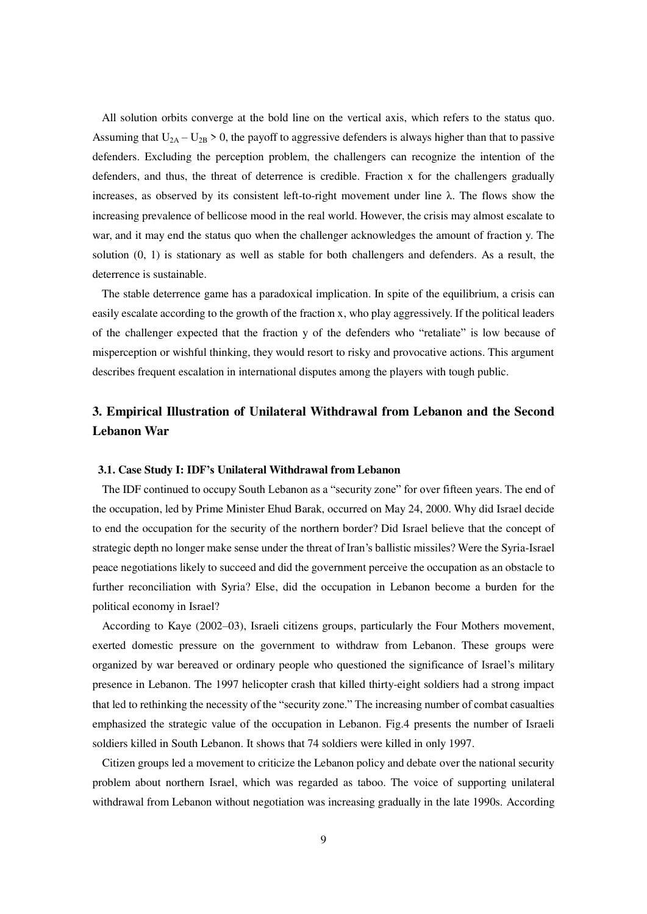All solution orbits converge at the bold line on the vertical axis, which refers to the status quo. Assuming that $U_{2A} - U_{2B} > 0$, the payoff to aggressive defenders is always higher than that to passive defenders. Excluding the perception problem, the challengers can recognize the intention of the defenders, and thus, the threat of deterrence is credible. Fraction x for the challengers gradually increases, as observed by its consistent left-to-right movement under line $\lambda$. The flows show the increasing prevalence of bellicose mood in the real world. However, the crisis may almost escalate to war, and it may end the status quo when the challenger acknowledges the amount of fraction y. The solution (0, 1) is stationary as well as stable for both challengers and defenders. As a result, the deterrence is sustainable.

The stable deterrence game has a paradoxical implication. In spite of the equilibrium, a crisis can easily escalate according to the growth of the fraction x, who play aggressively. If the political leaders of the challenger expected that the fraction y of the defenders who "retaliate" is low because of misperception or wishful thinking, they would resort to risky and provocative actions. This argument describes frequent escalation in international disputes among the players with tough public.

## 3. Empirical Illustration of Unilateral Withdrawal from Lebanon and the Second Lebanon War

### 3.1. Case Study I: IDF's Unilateral Withdrawal from Lebanon

The IDF continued to occupy South Lebanon as a "security zone" for over fifteen years. The end of the occupation, led by Prime Minister Ehud Barak, occurred on May 24, 2000. Why did Israel decide to end the occupation for the security of the northern border? Did Israel believe that the concept of strategic depth no longer make sense under the threat of Iran's ballistic missiles? Were the Syria-Israel peace negotiations likely to succeed and did the government perceive the occupation as an obstacle to further reconciliation with Syria? Else, did the occupation in Lebanon become a burden for the political economy in Israel?

According to Kaye (2002–03), Israeli citizens groups, particularly the Four Mothers movement, exerted domestic pressure on the government to withdraw from Lebanon. These groups were organized by war bereaved or ordinary people who questioned the significance of Israel's military presence in Lebanon. The 1997 helicopter crash that killed thirty-eight soldiers had a strong impact that led to rethinking the necessity of the "security zone." The increasing number of combat casualties emphasized the strategic value of the occupation in Lebanon. Fig.4 presents the number of Israeli soldiers killed in South Lebanon. It shows that 74 soldiers were killed in only 1997.

Citizen groups led a movement to criticize the Lebanon policy and debate over the national security problem about northern Israel, which was regarded as taboo. The voice of supporting unilateral withdrawal from Lebanon without negotiation was increasing gradually in the late 1990s. According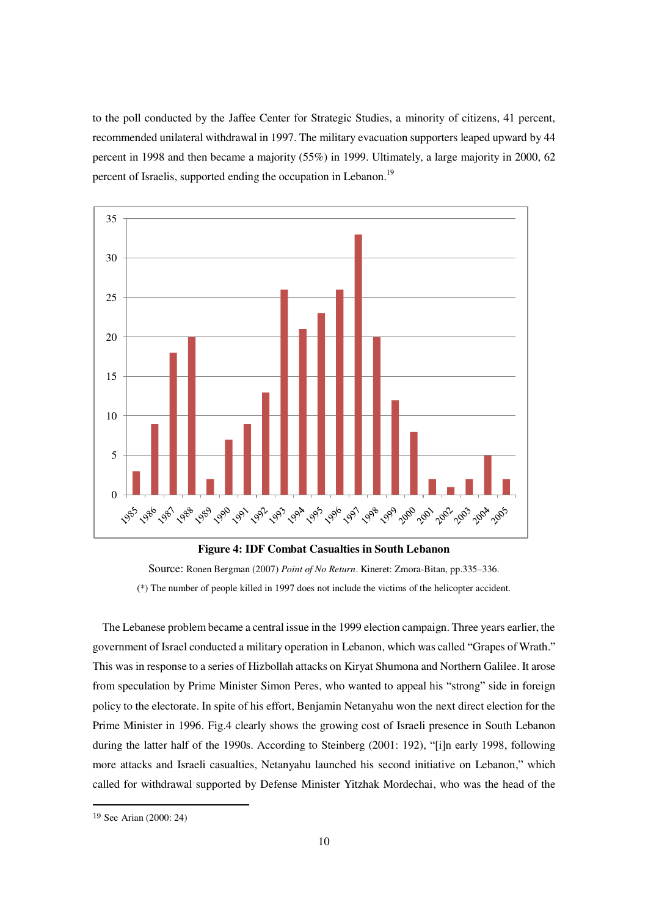to the poll conducted by the Jaffee Center for Strategic Studies, a minority of citizens, 41 percent, recommended unilateral withdrawal in 1997. The military evacuation supporters leaped upward by 44 percent in 1998 and then became a majority (55%) in 1999. Ultimately, a large majority in 2000, 62 percent of Israelis, supported ending the occupation in Lebanon.[19]

| Year | IDF Combat Casualties |
|---|---|
| 1985 | 3 |
| 1986 | 9 |
| 1987 | 18 |
| 1988 | 20 |
| 1989 | 2 |
| 1990 | 7 |
| 1991 | 9 |
| 1992 | 13 |
| 1993 | 26 |
| 1994 | 21 |
| 1995 | 23 |
| 1996 | 26 |
| 1997 | 33 |
| 1998 | 20 |
| 1999 | 12 |
| 2000 | 8 |
| 2001 | 2 |
| 2002 | 1 |
| 2003 | 2 |
| 2004 | 5 |
| 2005 | 2 |

**Figure 4: IDF Combat Casualties in South Lebanon**

Source: Ronen Bergman (2007) *Point of No Return*. Kineret: Zmora-Bitan, pp.335–336.

(*) The number of people killed in 1997 does not include the victims of the helicopter accident.

The Lebanese problem became a central issue in the 1999 election campaign. Three years earlier, the government of Israel conducted a military operation in Lebanon, which was called "Grapes of Wrath." This was in response to a series of Hizbollah attacks on Kiryat Shumona and Northern Galilee. It arose from speculation by Prime Minister Simon Peres, who wanted to appeal his "strong" side in foreign policy to the electorate. In spite of his effort, Benjamin Netanyahu won the next direct election for the Prime Minister in 1996. Fig.4 clearly shows the growing cost of Israeli presence in South Lebanon during the latter half of the 1990s. According to Steinberg (2001: 192), "[i]n early 1998, following more attacks and Israeli casualties, Netanyahu launched his second initiative on Lebanon," which called for withdrawal supported by Defense Minister Yitzhak Mordechai, who was the head of the

[19] See Arian (2000: 24)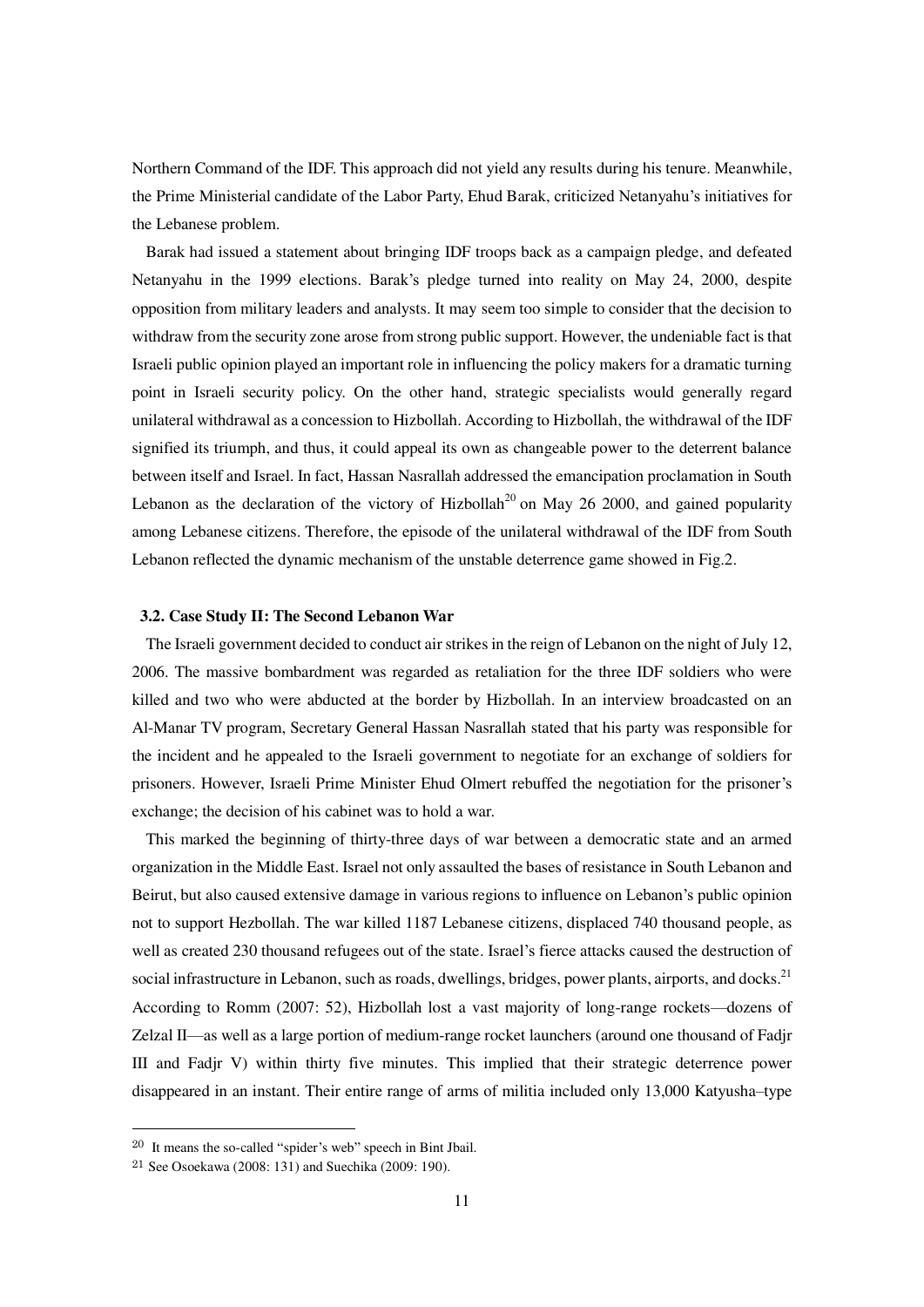Northern Command of the IDF. This approach did not yield any results during his tenure. Meanwhile, the Prime Ministerial candidate of the Labor Party, Ehud Barak, criticized Netanyahu's initiatives for the Lebanese problem.

Barak had issued a statement about bringing IDF troops back as a campaign pledge, and defeated Netanyahu in the 1999 elections. Barak's pledge turned into reality on May 24, 2000, despite opposition from military leaders and analysts. It may seem too simple to consider that the decision to withdraw from the security zone arose from strong public support. However, the undeniable fact is that Israeli public opinion played an important role in influencing the policy makers for a dramatic turning point in Israeli security policy. On the other hand, strategic specialists would generally regard unilateral withdrawal as a concession to Hizbollah. According to Hizbollah, the withdrawal of the IDF signified its triumph, and thus, it could appeal its own as changeable power to the deterrent balance between itself and Israel. In fact, Hassan Nasrallah addressed the emancipation proclamation in South Lebanon as the declaration of the victory of Hizbollah[20] on May 26 2000, and gained popularity among Lebanese citizens. Therefore, the episode of the unilateral withdrawal of the IDF from South Lebanon reflected the dynamic mechanism of the unstable deterrence game showed in Fig.2.

### 3.2. Case Study II: The Second Lebanon War

The Israeli government decided to conduct air strikes in the reign of Lebanon on the night of July 12, 2006. The massive bombardment was regarded as retaliation for the three IDF soldiers who were killed and two who were abducted at the border by Hizbollah. In an interview broadcasted on an Al-Manar TV program, Secretary General Hassan Nasrallah stated that his party was responsible for the incident and he appealed to the Israeli government to negotiate for an exchange of soldiers for prisoners. However, Israeli Prime Minister Ehud Olmert rebuffed the negotiation for the prisoner's exchange; the decision of his cabinet was to hold a war.

This marked the beginning of thirty-three days of war between a democratic state and an armed organization in the Middle East. Israel not only assaulted the bases of resistance in South Lebanon and Beirut, but also caused extensive damage in various regions to influence on Lebanon's public opinion not to support Hezbollah. The war killed 1187 Lebanese citizens, displaced 740 thousand people, as well as created 230 thousand refugees out of the state. Israel's fierce attacks caused the destruction of social infrastructure in Lebanon, such as roads, dwellings, bridges, power plants, airports, and docks.[21] According to Romm (2007: 52), Hizbollah lost a vast majority of long-range rockets—dozens of Zelzal II—as well as a large portion of medium-range rocket launchers (around one thousand of Fadjr III and Fadjr V) within thirty five minutes. This implied that their strategic deterrence power disappeared in an instant. Their entire range of arms of militia included only 13,000 Katyusha–type

---

[20] It means the so-called "spider's web" speech in Bint Jbail.

[21] See Osoekawa (2008: 131) and Suechika (2009: 190).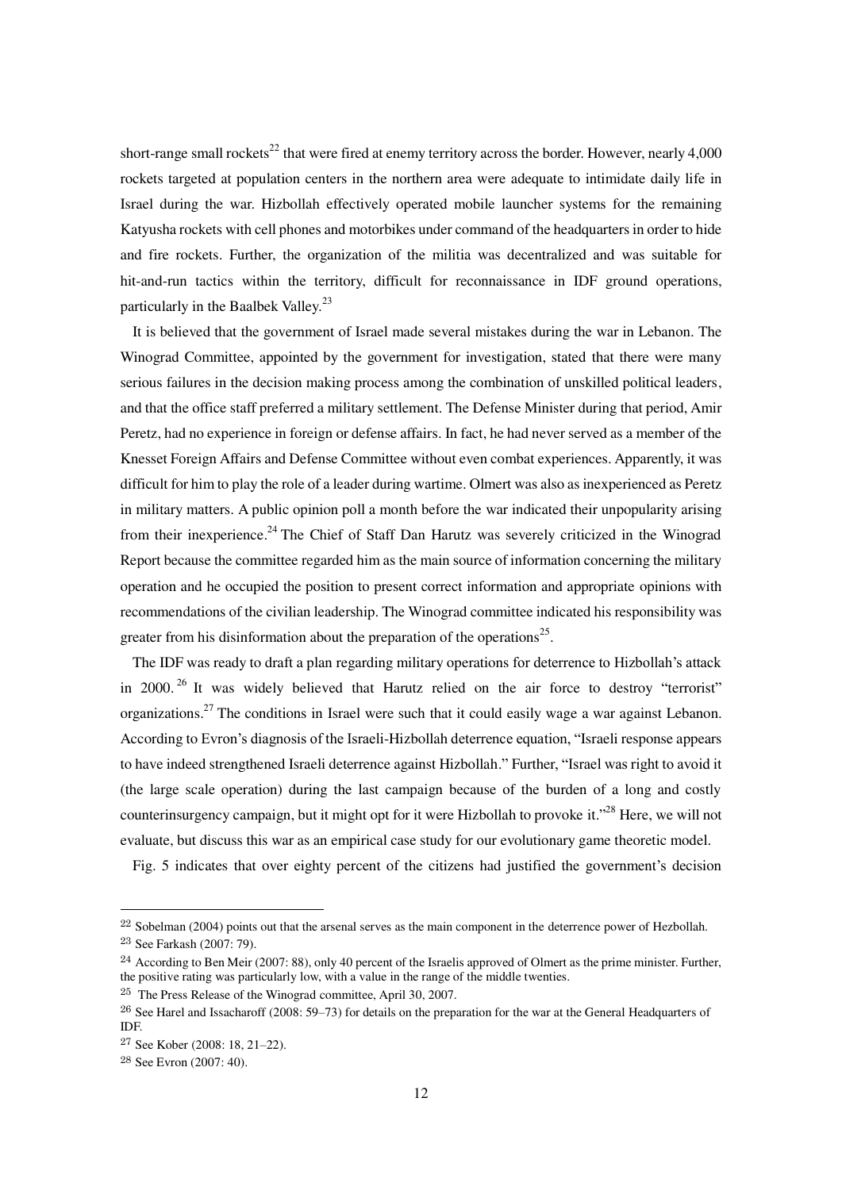short-range small rockets[22] that were fired at enemy territory across the border. However, nearly 4,000 rockets targeted at population centers in the northern area were adequate to intimidate daily life in Israel during the war. Hizbollah effectively operated mobile launcher systems for the remaining Katyusha rockets with cell phones and motorbikes under command of the headquarters in order to hide and fire rockets. Further, the organization of the militia was decentralized and was suitable for hit-and-run tactics within the territory, difficult for reconnaissance in IDF ground operations, particularly in the Baalbek Valley.[23]

It is believed that the government of Israel made several mistakes during the war in Lebanon. The Winograd Committee, appointed by the government for investigation, stated that there were many serious failures in the decision making process among the combination of unskilled political leaders, and that the office staff preferred a military settlement. The Defense Minister during that period, Amir Peretz, had no experience in foreign or defense affairs. In fact, he had never served as a member of the Knesset Foreign Affairs and Defense Committee without even combat experiences. Apparently, it was difficult for him to play the role of a leader during wartime. Olmert was also as inexperienced as Peretz in military matters. A public opinion poll a month before the war indicated their unpopularity arising from their inexperience.[24] The Chief of Staff Dan Harutz was severely criticized in the Winograd Report because the committee regarded him as the main source of information concerning the military operation and he occupied the position to present correct information and appropriate opinions with recommendations of the civilian leadership. The Winograd committee indicated his responsibility was greater from his disinformation about the preparation of the operations[25].

The IDF was ready to draft a plan regarding military operations for deterrence to Hizbollah's attack in 2000.[26] It was widely believed that Harutz relied on the air force to destroy "terrorist" organizations.[27] The conditions in Israel were such that it could easily wage a war against Lebanon. According to Evron's diagnosis of the Israeli-Hizbollah deterrence equation, "Israeli response appears to have indeed strengthened Israeli deterrence against Hizbollah." Further, "Israel was right to avoid it (the large scale operation) during the last campaign because of the burden of a long and costly counterinsurgency campaign, but it might opt for it were Hizbollah to provoke it."[28] Here, we will not evaluate, but discuss this war as an empirical case study for our evolutionary game theoretic model.

Fig. 5 indicates that over eighty percent of the citizens had justified the government's decision

---

[22] Sobelman (2004) points out that the arsenal serves as the main component in the deterrence power of Hezbollah.

[23] See Farkash (2007: 79).

[24] According to Ben Meir (2007: 88), only 40 percent of the Israelis approved of Olmert as the prime minister. Further, the positive rating was particularly low, with a value in the range of the middle twenties.

[25] The Press Release of the Winograd committee, April 30, 2007.

[26] See Harel and Issacharoff (2008: 59–73) for details on the preparation for the war at the General Headquarters of IDF.

[27] See Kober (2008: 18, 21–22).

[28] See Evron (2007: 40).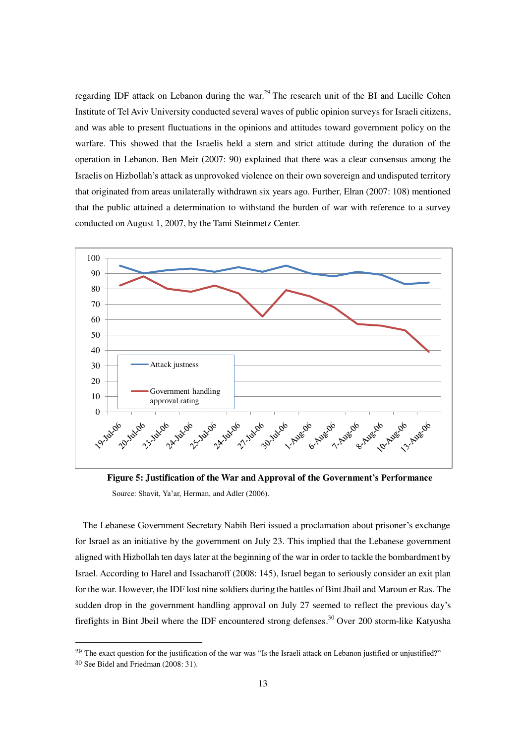regarding IDF attack on Lebanon during the war.[29] The research unit of the BI and Lucille Cohen Institute of Tel Aviv University conducted several waves of public opinion surveys for Israeli citizens, and was able to present fluctuations in the opinions and attitudes toward government policy on the warfare. This showed that the Israelis held a stern and strict attitude during the duration of the operation in Lebanon. Ben Meir (2007: 90) explained that there was a clear consensus among the Israelis on Hizbollah's attack as unprovoked violence on their own sovereign and undisputed territory that originated from areas unilaterally withdrawn six years ago. Further, Elran (2007: 108) mentioned that the public attained a determination to withstand the burden of war with reference to a survey conducted on August 1, 2007, by the Tami Steinmetz Center.

**Figure 5: Justification of the War and Approval of the Government's Performance**

Source: Shavit, Ya'ar, Herman, and Adler (2006).

The Lebanese Government Secretary Nabih Beri issued a proclamation about prisoner's exchange for Israel as an initiative by the government on July 23. This implied that the Lebanese government aligned with Hizbollah ten days later at the beginning of the war in order to tackle the bombardment by Israel. According to Harel and Issacharoff (2008: 145), Israel began to seriously consider an exit plan for the war. However, the IDF lost nine soldiers during the battles of Bint Jbail and Maroun er Ras. The sudden drop in the government handling approval on July 27 seemed to reflect the previous day's firefights in Bint Jbeil where the IDF encountered strong defenses.[30] Over 200 storm-like Katyusha

[29] The exact question for the justification of the war was "Is the Israeli attack on Lebanon justified or unjustified?"

[30] See Bidel and Friedman (2008: 31).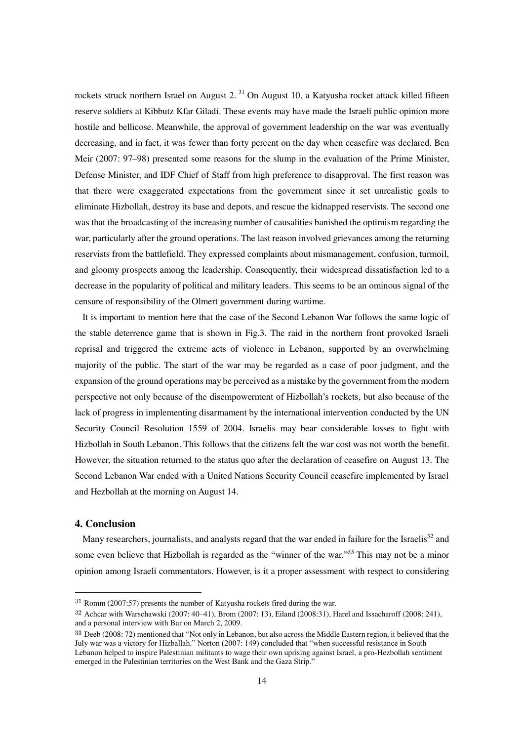rockets struck northern Israel on August 2. [31] On August 10, a Katyusha rocket attack killed fifteen reserve soldiers at Kibbutz Kfar Giladi. These events may have made the Israeli public opinion more hostile and bellicose. Meanwhile, the approval of government leadership on the war was eventually decreasing, and in fact, it was fewer than forty percent on the day when ceasefire was declared. Ben Meir (2007: 97–98) presented some reasons for the slump in the evaluation of the Prime Minister, Defense Minister, and IDF Chief of Staff from high preference to disapproval. The first reason was that there were exaggerated expectations from the government since it set unrealistic goals to eliminate Hizbollah, destroy its base and depots, and rescue the kidnapped reservists. The second one was that the broadcasting of the increasing number of causalities banished the optimism regarding the war, particularly after the ground operations. The last reason involved grievances among the returning reservists from the battlefield. They expressed complaints about mismanagement, confusion, turmoil, and gloomy prospects among the leadership. Consequently, their widespread dissatisfaction led to a decrease in the popularity of political and military leaders. This seems to be an ominous signal of the censure of responsibility of the Olmert government during wartime.

It is important to mention here that the case of the Second Lebanon War follows the same logic of the stable deterrence game that is shown in Fig.3. The raid in the northern front provoked Israeli reprisal and triggered the extreme acts of violence in Lebanon, supported by an overwhelming majority of the public. The start of the war may be regarded as a case of poor judgment, and the expansion of the ground operations may be perceived as a mistake by the government from the modern perspective not only because of the disempowerment of Hizbollah's rockets, but also because of the lack of progress in implementing disarmament by the international intervention conducted by the UN Security Council Resolution 1559 of 2004. Israelis may bear considerable losses to fight with Hizbollah in South Lebanon. This follows that the citizens felt the war cost was not worth the benefit. However, the situation returned to the status quo after the declaration of ceasefire on August 13. The Second Lebanon War ended with a United Nations Security Council ceasefire implemented by Israel and Hezbollah at the morning on August 14.

## 4. Conclusion

Many researchers, journalists, and analysts regard that the war ended in failure for the Israelis[32] and some even believe that Hizbollah is regarded as the "winner of the war."[33] This may not be a minor opinion among Israeli commentators. However, is it a proper assessment with respect to considering

---

[31] Romm (2007:57) presents the number of Katyusha rockets fired during the war.

[32] Achcar with Warschawski (2007: 40–41), Brom (2007: 13), Eiland (2008:31), Harel and Issacharoff (2008: 241), and a personal interview with Bar on March 2, 2009.

[33] Deeb (2008: 72) mentioned that "Not only in Lebanon, but also across the Middle Eastern region, it believed that the July war was a victory for Hizballah." Norton (2007: 149) concluded that "when successful resistance in South Lebanon helped to inspire Palestinian militants to wage their own uprising against Israel, a pro-Hezbollah sentiment emerged in the Palestinian territories on the West Bank and the Gaza Strip."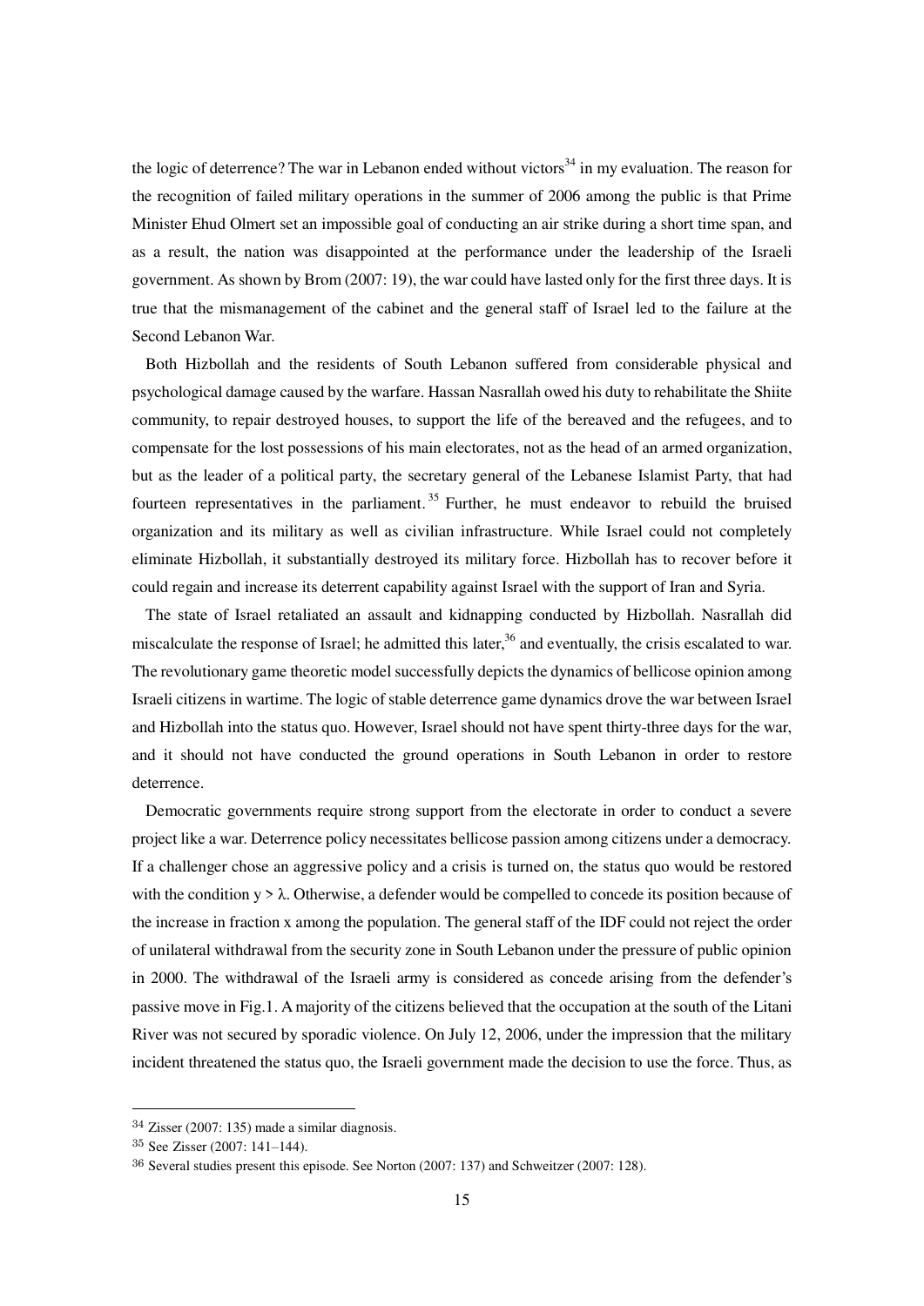the logic of deterrence? The war in Lebanon ended without victors[34] in my evaluation. The reason for the recognition of failed military operations in the summer of 2006 among the public is that Prime Minister Ehud Olmert set an impossible goal of conducting an air strike during a short time span, and as a result, the nation was disappointed at the performance under the leadership of the Israeli government. As shown by Brom (2007: 19), the war could have lasted only for the first three days. It is true that the mismanagement of the cabinet and the general staff of Israel led to the failure at the Second Lebanon War.

Both Hizbollah and the residents of South Lebanon suffered from considerable physical and psychological damage caused by the warfare. Hassan Nasrallah owed his duty to rehabilitate the Shiite community, to repair destroyed houses, to support the life of the bereaved and the refugees, and to compensate for the lost possessions of his main electorates, not as the head of an armed organization, but as the leader of a political party, the secretary general of the Lebanese Islamist Party, that had fourteen representatives in the parliament.[35] Further, he must endeavor to rebuild the bruised organization and its military as well as civilian infrastructure. While Israel could not completely eliminate Hizbollah, it substantially destroyed its military force. Hizbollah has to recover before it could regain and increase its deterrent capability against Israel with the support of Iran and Syria.

The state of Israel retaliated an assault and kidnapping conducted by Hizbollah. Nasrallah did miscalculate the response of Israel; he admitted this later,[36] and eventually, the crisis escalated to war. The revolutionary game theoretic model successfully depicts the dynamics of bellicose opinion among Israeli citizens in wartime. The logic of stable deterrence game dynamics drove the war between Israel and Hizbollah into the status quo. However, Israel should not have spent thirty-three days for the war, and it should not have conducted the ground operations in South Lebanon in order to restore deterrence.

Democratic governments require strong support from the electorate in order to conduct a severe project like a war. Deterrence policy necessitates bellicose passion among citizens under a democracy. If a challenger chose an aggressive policy and a crisis is turned on, the status quo would be restored with the condition $y > \lambda$. Otherwise, a defender would be compelled to concede its position because of the increase in fraction $x$ among the population. The general staff of the IDF could not reject the order of unilateral withdrawal from the security zone in South Lebanon under the pressure of public opinion in 2000. The withdrawal of the Israeli army is considered as concede arising from the defender's passive move in Fig.1. A majority of the citizens believed that the occupation at the south of the Litani River was not secured by sporadic violence. On July 12, 2006, under the impression that the military incident threatened the status quo, the Israeli government made the decision to use the force. Thus, as

---

[34] Zisser (2007: 135) made a similar diagnosis.

[35] See Zisser (2007: 141–144).

[36] Several studies present this episode. See Norton (2007: 137) and Schweitzer (2007: 128).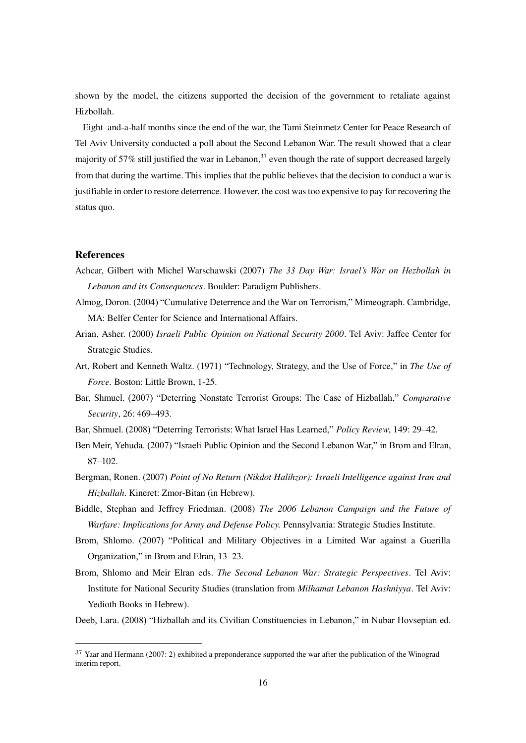shown by the model, the citizens supported the decision of the government to retaliate against Hizbollah.

Eight–and-a-half months since the end of the war, the Tami Steinmetz Center for Peace Research of Tel Aviv University conducted a poll about the Second Lebanon War. The result showed that a clear majority of 57% still justified the war in Lebanon,[37] even though the rate of support decreased largely from that during the wartime. This implies that the public believes that the decision to conduct a war is justifiable in order to restore deterrence. However, the cost was too expensive to pay for recovering the status quo.

## References

Achcar, Gilbert with Michel Warschawski (2007) *The 33 Day War: Israel's War on Hezbollah in Lebanon and its Consequences*. Boulder: Paradigm Publishers.

Almog, Doron. (2004) "Cumulative Deterrence and the War on Terrorism," Mimeograph. Cambridge, MA: Belfer Center for Science and International Affairs.

Arian, Asher. (2000) *Israeli Public Opinion on National Security 2000*. Tel Aviv: Jaffee Center for Strategic Studies.

Art, Robert and Kenneth Waltz. (1971) "Technology, Strategy, and the Use of Force," in *The Use of Force.* Boston: Little Brown, 1-25.

Bar, Shmuel. (2007) "Deterring Nonstate Terrorist Groups: The Case of Hizballah," *Comparative Security*, 26: 469–493.

Bar, Shmuel. (2008) "Deterring Terrorists: What Israel Has Learned," *Policy Review*, 149: 29–42.

Ben Meir, Yehuda. (2007) "Israeli Public Opinion and the Second Lebanon War," in Brom and Elran, 87–102.

Bergman, Ronen. (2007) *Point of No Return (Nikdot Halihzor): Israeli Intelligence against Iran and Hizballah*. Kineret: Zmor-Bitan (in Hebrew).

Biddle, Stephan and Jeffrey Friedman. (2008) *The 2006 Lebanon Campaign and the Future of Warfare: Implications for Army and Defense Policy.* Pennsylvania: Strategic Studies Institute.

Brom, Shlomo. (2007) "Political and Military Objectives in a Limited War against a Guerilla Organization," in Brom and Elran, 13–23.

Brom, Shlomo and Meir Elran eds. *The Second Lebanon War: Strategic Perspectives*. Tel Aviv: Institute for National Security Studies (translation from *Milhamat Lebanon Hashniyya*. Tel Aviv: Yedioth Books in Hebrew).

Deeb, Lara. (2008) "Hizballah and its Civilian Constituencies in Lebanon," in Nubar Hovsepian ed.

---

[37] Yaar and Hermann (2007: 2) exhibited a preponderance supported the war after the publication of the Winograd interim report.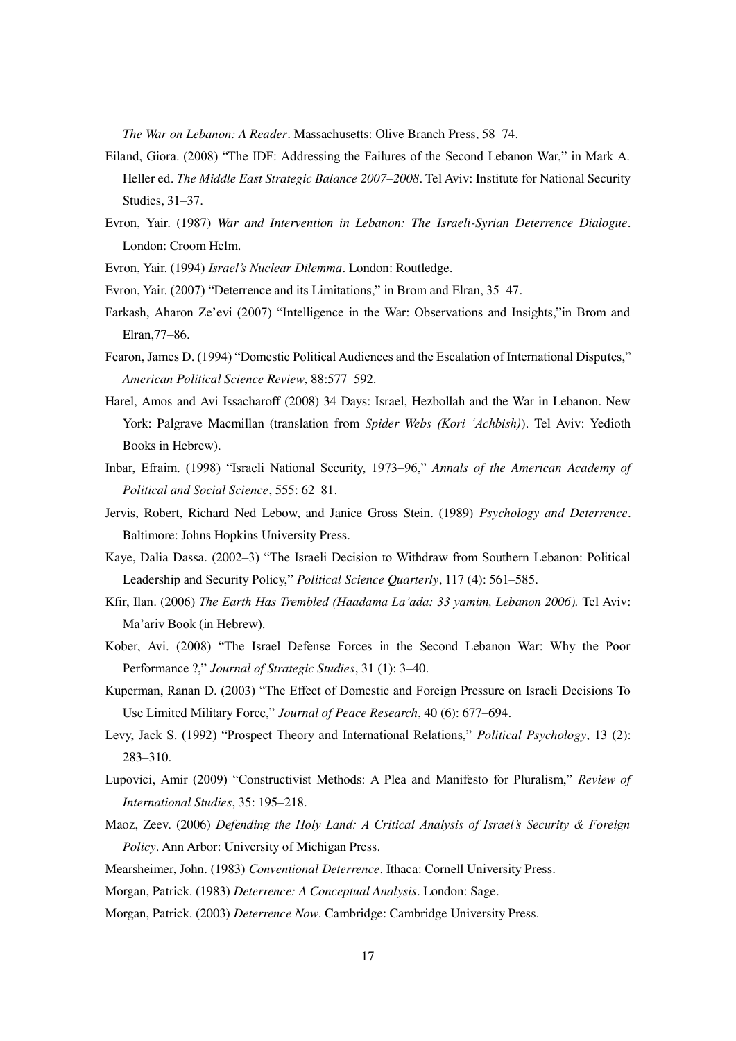*The War on Lebanon: A Reader*. Massachusetts: Olive Branch Press, 58–74.

Eiland, Giora. (2008) "The IDF: Addressing the Failures of the Second Lebanon War," in Mark A. Heller ed. *The Middle East Strategic Balance 2007–2008*. Tel Aviv: Institute for National Security Studies, 31–37.

Evron, Yair. (1987) *War and Intervention in Lebanon: The Israeli-Syrian Deterrence Dialogue*. London: Croom Helm.

Evron, Yair. (1994) *Israel's Nuclear Dilemma*. London: Routledge.

Evron, Yair. (2007) "Deterrence and its Limitations," in Brom and Elran, 35–47.

Farkash, Aharon Ze'evi (2007) "Intelligence in the War: Observations and Insights,"in Brom and Elran,77–86.

Fearon, James D. (1994) "Domestic Political Audiences and the Escalation of International Disputes," *American Political Science Review*, 88:577–592.

Harel, Amos and Avi Issacharoff (2008) 34 Days: Israel, Hezbollah and the War in Lebanon. New York: Palgrave Macmillan (translation from *Spider Webs (Kori 'Achbish)*). Tel Aviv: Yedioth Books in Hebrew).

Inbar, Efraim. (1998) "Israeli National Security, 1973–96," *Annals of the American Academy of Political and Social Science*, 555: 62–81.

Jervis, Robert, Richard Ned Lebow, and Janice Gross Stein. (1989) *Psychology and Deterrence*. Baltimore: Johns Hopkins University Press.

Kaye, Dalia Dassa. (2002–3) "The Israeli Decision to Withdraw from Southern Lebanon: Political Leadership and Security Policy," *Political Science Quarterly*, 117 (4): 561–585.

Kfir, Ilan. (2006) *The Earth Has Trembled (Haadama La'ada: 33 yamim, Lebanon 2006).* Tel Aviv: Ma'ariv Book (in Hebrew).

Kober, Avi. (2008) "The Israel Defense Forces in the Second Lebanon War: Why the Poor Performance ?," *Journal of Strategic Studies*, 31 (1): 3–40.

Kuperman, Ranan D. (2003) "The Effect of Domestic and Foreign Pressure on Israeli Decisions To Use Limited Military Force," *Journal of Peace Research*, 40 (6): 677–694.

Levy, Jack S. (1992) "Prospect Theory and International Relations," *Political Psychology*, 13 (2): 283–310.

Lupovici, Amir (2009) "Constructivist Methods: A Plea and Manifesto for Pluralism," *Review of International Studies*, 35: 195–218.

Maoz, Zeev. (2006) *Defending the Holy Land: A Critical Analysis of Israel's Security & Foreign Policy*. Ann Arbor: University of Michigan Press.

Mearsheimer, John. (1983) *Conventional Deterrence*. Ithaca: Cornell University Press.

Morgan, Patrick. (1983) *Deterrence: A Conceptual Analysis*. London: Sage.

Morgan, Patrick. (2003) *Deterrence Now*. Cambridge: Cambridge University Press.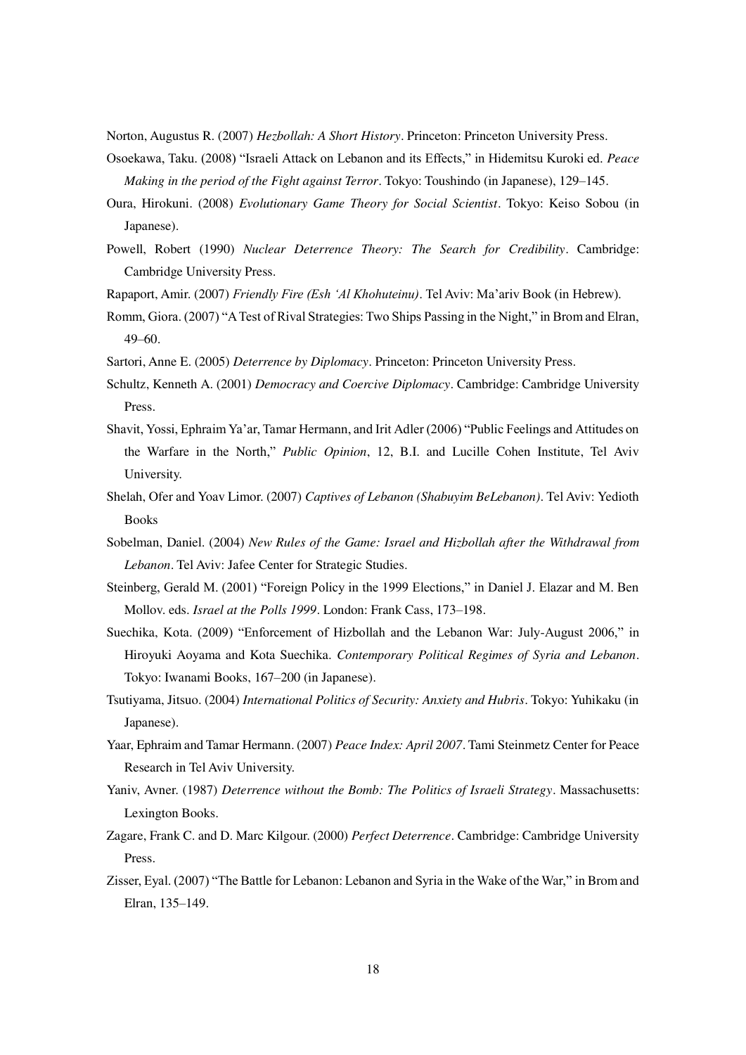Norton, Augustus R. (2007) *Hezbollah: A Short History*. Princeton: Princeton University Press.

Osoekawa, Taku. (2008) "Israeli Attack on Lebanon and its Effects," in Hidemitsu Kuroki ed. *Peace Making in the period of the Fight against Terror*. Tokyo: Toushindo (in Japanese), 129–145.

Oura, Hirokuni. (2008) *Evolutionary Game Theory for Social Scientist*. Tokyo: Keiso Sobou (in Japanese).

Powell, Robert (1990) *Nuclear Deterrence Theory: The Search for Credibility*. Cambridge: Cambridge University Press.

Rapaport, Amir. (2007) *Friendly Fire (Esh 'Al Khohuteinu)*. Tel Aviv: Ma'ariv Book (in Hebrew).

Romm, Giora. (2007) "A Test of Rival Strategies: Two Ships Passing in the Night," in Brom and Elran, 49–60.

Sartori, Anne E. (2005) *Deterrence by Diplomacy*. Princeton: Princeton University Press.

Schultz, Kenneth A. (2001) *Democracy and Coercive Diplomacy*. Cambridge: Cambridge University Press.

Shavit, Yossi, Ephraim Ya'ar, Tamar Hermann, and Irit Adler (2006) "Public Feelings and Attitudes on the Warfare in the North," *Public Opinion*, 12, B.I. and Lucille Cohen Institute, Tel Aviv University.

Shelah, Ofer and Yoav Limor. (2007) *Captives of Lebanon (Shabuyim BeLebanon)*. Tel Aviv: Yedioth Books

Sobelman, Daniel. (2004) *New Rules of the Game: Israel and Hizbollah after the Withdrawal from Lebanon*. Tel Aviv: Jafee Center for Strategic Studies.

Steinberg, Gerald M. (2001) "Foreign Policy in the 1999 Elections," in Daniel J. Elazar and M. Ben Mollov. eds. *Israel at the Polls 1999*. London: Frank Cass, 173–198.

Suechika, Kota. (2009) "Enforcement of Hizbollah and the Lebanon War: July-August 2006," in Hiroyuki Aoyama and Kota Suechika. *Contemporary Political Regimes of Syria and Lebanon*. Tokyo: Iwanami Books, 167–200 (in Japanese).

Tsutiyama, Jitsuo. (2004) *International Politics of Security: Anxiety and Hubris*. Tokyo: Yuhikaku (in Japanese).

Yaar, Ephraim and Tamar Hermann. (2007) *Peace Index: April 2007*. Tami Steinmetz Center for Peace Research in Tel Aviv University.

Yaniv, Avner. (1987) *Deterrence without the Bomb: The Politics of Israeli Strategy*. Massachusetts: Lexington Books.

Zagare, Frank C. and D. Marc Kilgour. (2000) *Perfect Deterrence*. Cambridge: Cambridge University Press.

Zisser, Eyal. (2007) "The Battle for Lebanon: Lebanon and Syria in the Wake of the War," in Brom and Elran, 135–149.